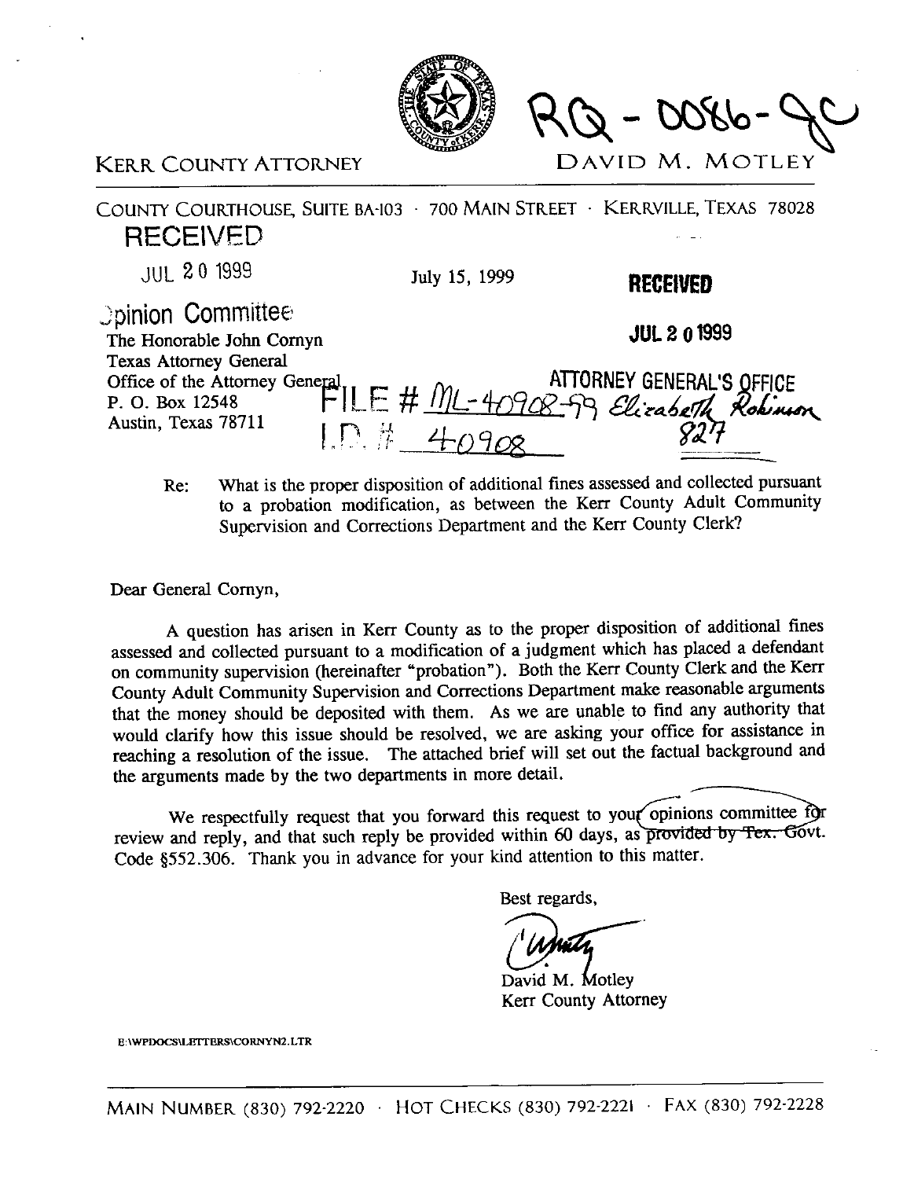RQ-0086-JC

KERR COUNTY ATTORNEY

DAVID M. MOTLEY

COUNTY COURTHOUSE, SUITE BA-103 · 700 MAIN STREET · KERRVILLE, TEXAS 78028

RECEIVED

JUL 20 1999

Opinion Committee

July 15, 1999

RECEIVED

JUL 20 1999

ATTORNEY GENERAL'S OFFICE

FILE # ML-40908-99 Elizabeth Robinson

I.D. # 40908

827

The Honorable John Cornyn
Texas Attorney General
Office of the Attorney General
P. O. Box 12548
Austin, Texas 78711

Re: What is the proper disposition of additional fines assessed and collected pursuant to a probation modification, as between the Kerr County Adult Community Supervision and Corrections Department and the Kerr County Clerk?

Dear General Cornyn,

A question has arisen in Kerr County as to the proper disposition of additional fines assessed and collected pursuant to a modification of a judgment which has placed a defendant on community supervision (hereinafter "probation"). Both the Kerr County Clerk and the Kerr County Adult Community Supervision and Corrections Department make reasonable arguments that the money should be deposited with them. As we are unable to find any authority that would clarify how this issue should be resolved, we are asking your office for assistance in reaching a resolution of the issue. The attached brief will set out the factual background and the arguments made by the two departments in more detail.

We respectfully request that you forward this request to your opinions committee for review and reply, and that such reply be provided within 60 days, as ~~provided by Tex.~~ Govt. Code §552.306. Thank you in advance for your kind attention to this matter.

Best regards,

David M. Motley
Kerr County Attorney

E:\WPDOCS\LETTERS\CORNYN2.LTR

MAIN NUMBER (830) 792-2220 · HOT CHECKS (830) 792-2221 · FAX (830) 792-2228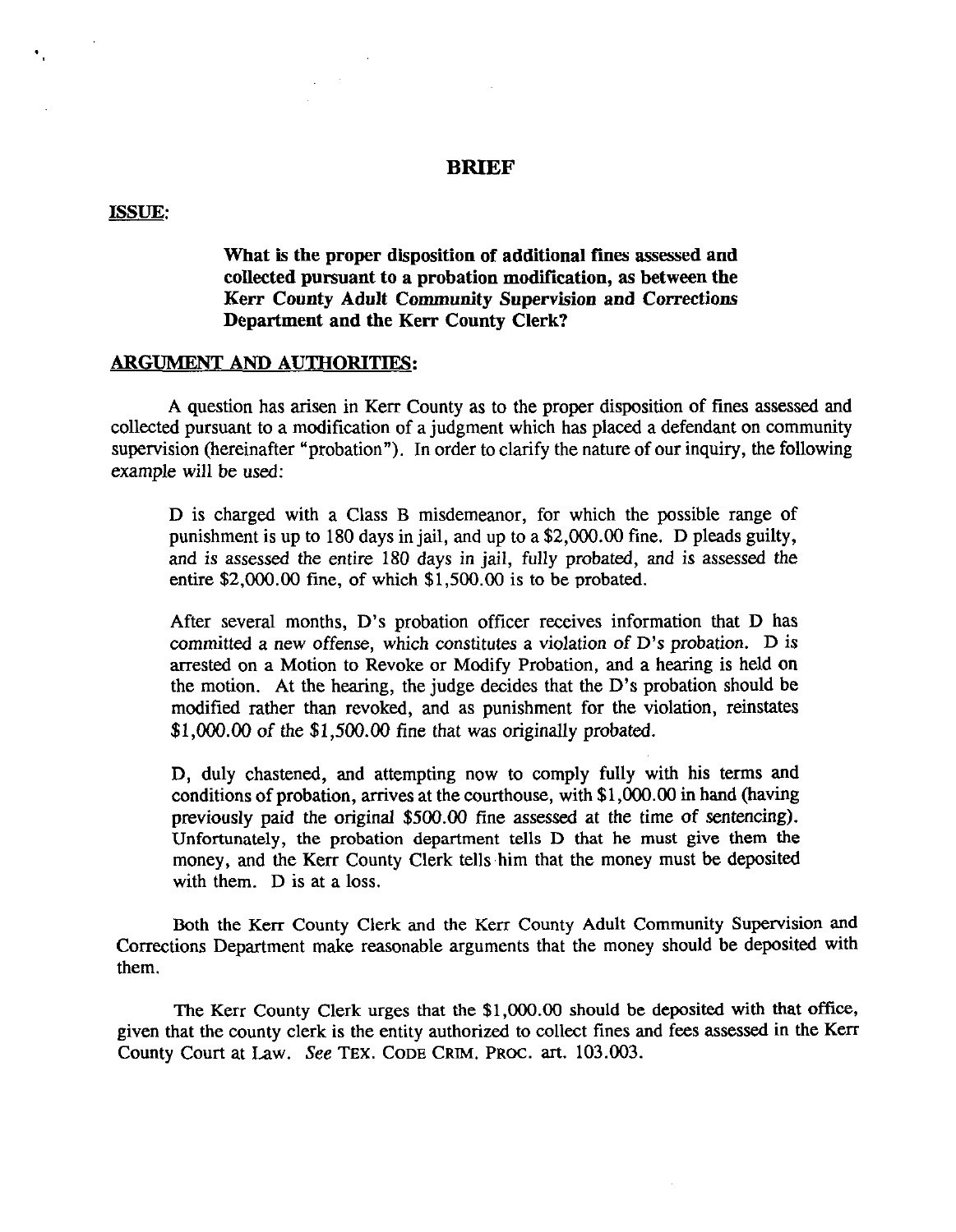# BRIEF

**ISSUE:**

> **What is the proper disposition of additional fines assessed and collected pursuant to a probation modification, as between the Kerr County Adult Community Supervision and Corrections Department and the Kerr County Clerk?**

**ARGUMENT AND AUTHORITIES:**

A question has arisen in Kerr County as to the proper disposition of fines assessed and collected pursuant to a modification of a judgment which has placed a defendant on community supervision (hereinafter "probation"). In order to clarify the nature of our inquiry, the following example will be used:

> D is charged with a Class B misdemeanor, for which the possible range of punishment is up to 180 days in jail, and up to a $2,000.00 fine. D pleads guilty, and is assessed the entire 180 days in jail, fully probated, and is assessed the entire $2,000.00 fine, of which $1,500.00 is to be probated.
>
> After several months, D's probation officer receives information that D has committed a new offense, which constitutes a violation of D's probation. D is arrested on a Motion to Revoke or Modify Probation, and a hearing is held on the motion. At the hearing, the judge decides that the D's probation should be modified rather than revoked, and as punishment for the violation, reinstates $1,000.00 of the $1,500.00 fine that was originally probated.
>
> D, duly chastened, and attempting now to comply fully with his terms and conditions of probation, arrives at the courthouse, with $1,000.00 in hand (having previously paid the original $500.00 fine assessed at the time of sentencing). Unfortunately, the probation department tells D that he must give them the money, and the Kerr County Clerk tells him that the money must be deposited with them. D is at a loss.

Both the Kerr County Clerk and the Kerr County Adult Community Supervision and Corrections Department make reasonable arguments that the money should be deposited with them.

The Kerr County Clerk urges that the $1,000.00 should be deposited with that office, given that the county clerk is the entity authorized to collect fines and fees assessed in the Kerr County Court at Law. *See* TEX. CODE CRIM. PROC. art. 103.003.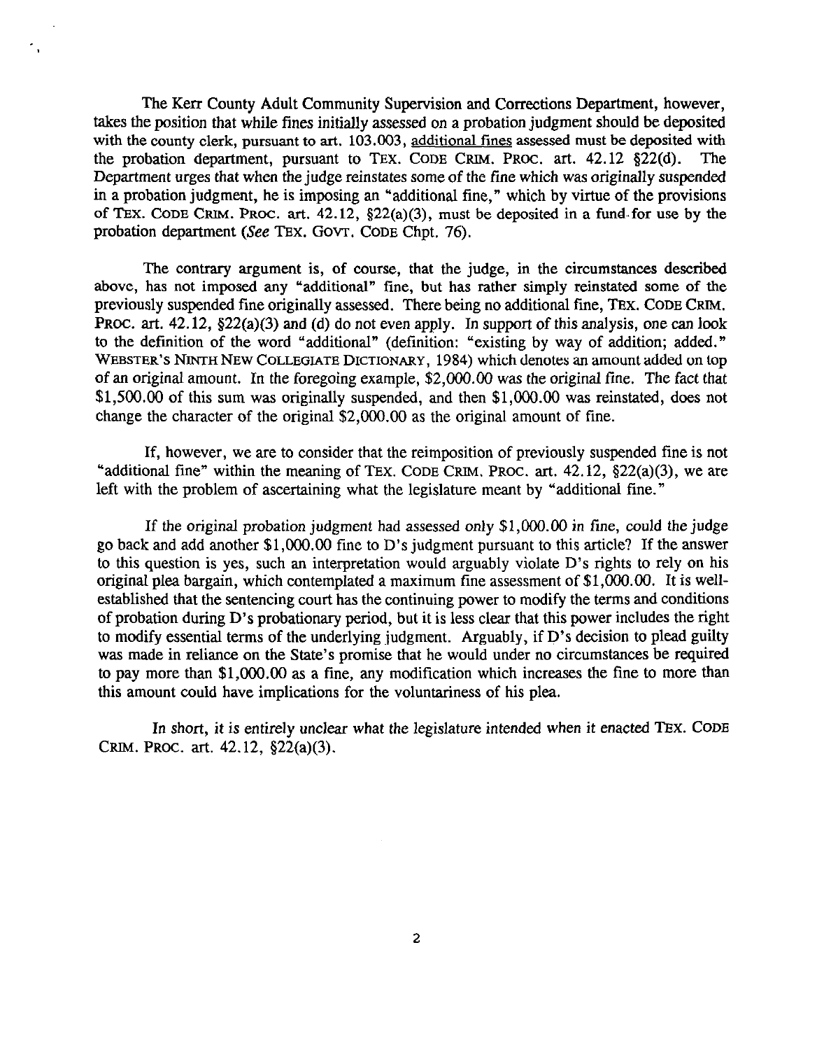The Kerr County Adult Community Supervision and Corrections Department, however, takes the position that while fines initially assessed on a probation judgment should be deposited with the county clerk, pursuant to art. 103.003, additional fines assessed must be deposited with the probation department, pursuant to TEX. CODE CRIM. PROC. art. 42.12 §22(d). The Department urges that when the judge reinstates some of the fine which was originally suspended in a probation judgment, he is imposing an "additional fine," which by virtue of the provisions of TEX. CODE CRIM. PROC. art. 42.12, §22(a)(3), must be deposited in a fund for use by the probation department (*See* TEX. GOVT. CODE Chpt. 76).

The contrary argument is, of course, that the judge, in the circumstances described above, has not imposed any "additional" fine, but has rather simply reinstated some of the previously suspended fine originally assessed. There being no additional fine, TEX. CODE CRIM. PROC. art. 42.12, §22(a)(3) and (d) do not even apply. In support of this analysis, one can look to the definition of the word "additional" (definition: "existing by way of addition; added." WEBSTER'S NINTH NEW COLLEGIATE DICTIONARY, 1984) which denotes an amount added on top of an original amount. In the foregoing example, $2,000.00 was the original fine. The fact that $1,500.00 of this sum was originally suspended, and then $1,000.00 was reinstated, does not change the character of the original $2,000.00 as the original amount of fine.

If, however, we are to consider that the reimposition of previously suspended fine is not "additional fine" within the meaning of TEX. CODE CRIM. PROC. art. 42.12, §22(a)(3), we are left with the problem of ascertaining what the legislature meant by "additional fine."

If the original probation judgment had assessed only $1,000.00 in fine, could the judge go back and add another $1,000.00 fine to D's judgment pursuant to this article? If the answer to this question is yes, such an interpretation would arguably violate D's rights to rely on his original plea bargain, which contemplated a maximum fine assessment of $1,000.00. It is well-established that the sentencing court has the continuing power to modify the terms and conditions of probation during D's probationary period, but it is less clear that this power includes the right to modify essential terms of the underlying judgment. Arguably, if D's decision to plead guilty was made in reliance on the State's promise that he would under no circumstances be required to pay more than $1,000.00 as a fine, any modification which increases the fine to more than this amount could have implications for the voluntariness of his plea.

In short, it is entirely unclear what the legislature intended when it enacted TEX. CODE CRIM. PROC. art. 42.12, §22(a)(3).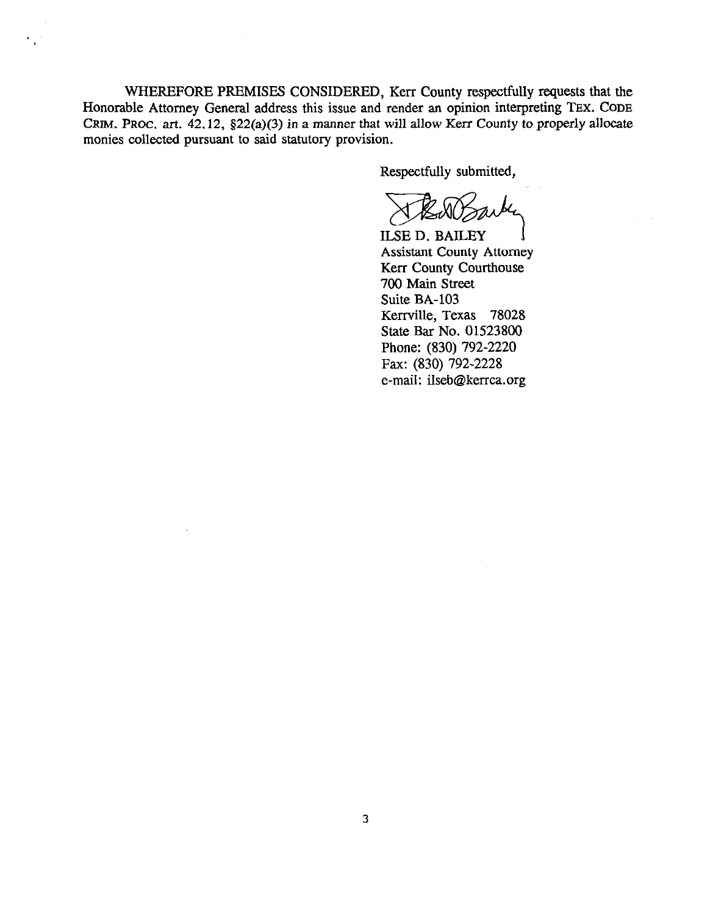WHEREFORE PREMISES CONSIDERED, Kerr County respectfully requests that the Honorable Attorney General address this issue and render an opinion interpreting TEX. CODE CRIM. PROC. art. 42.12, §22(a)(3) in a manner that will allow Kerr County to properly allocate monies collected pursuant to said statutory provision.

Respectfully submitted,

ILSE D. BAILEY
Assistant County Attorney
Kerr County Courthouse
700 Main Street
Suite BA-103
Kerrville, Texas 78028
State Bar No. 01523800
Phone: (830) 792-2220
Fax: (830) 792-2228
e-mail: ilseb@kerrca.org